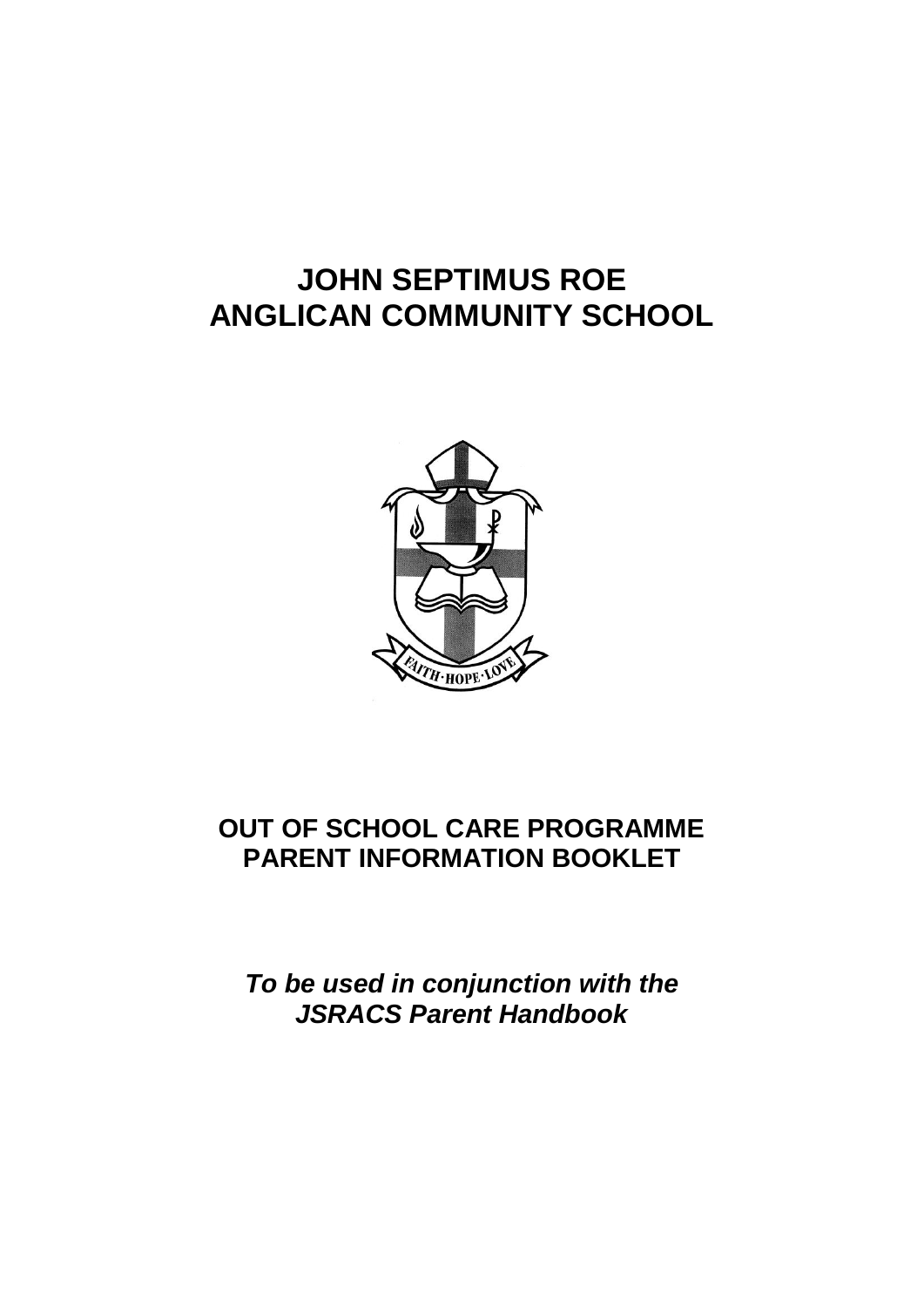# JOHN SEPTIMUS ROE ANGLICAN COMMUNITY SCHOOL

## OUT OF SCHOOL CARE PROGRAMME PARENT INFORMATION BOOKLET

***To be used in conjunction with the JSRACS Parent Handbook***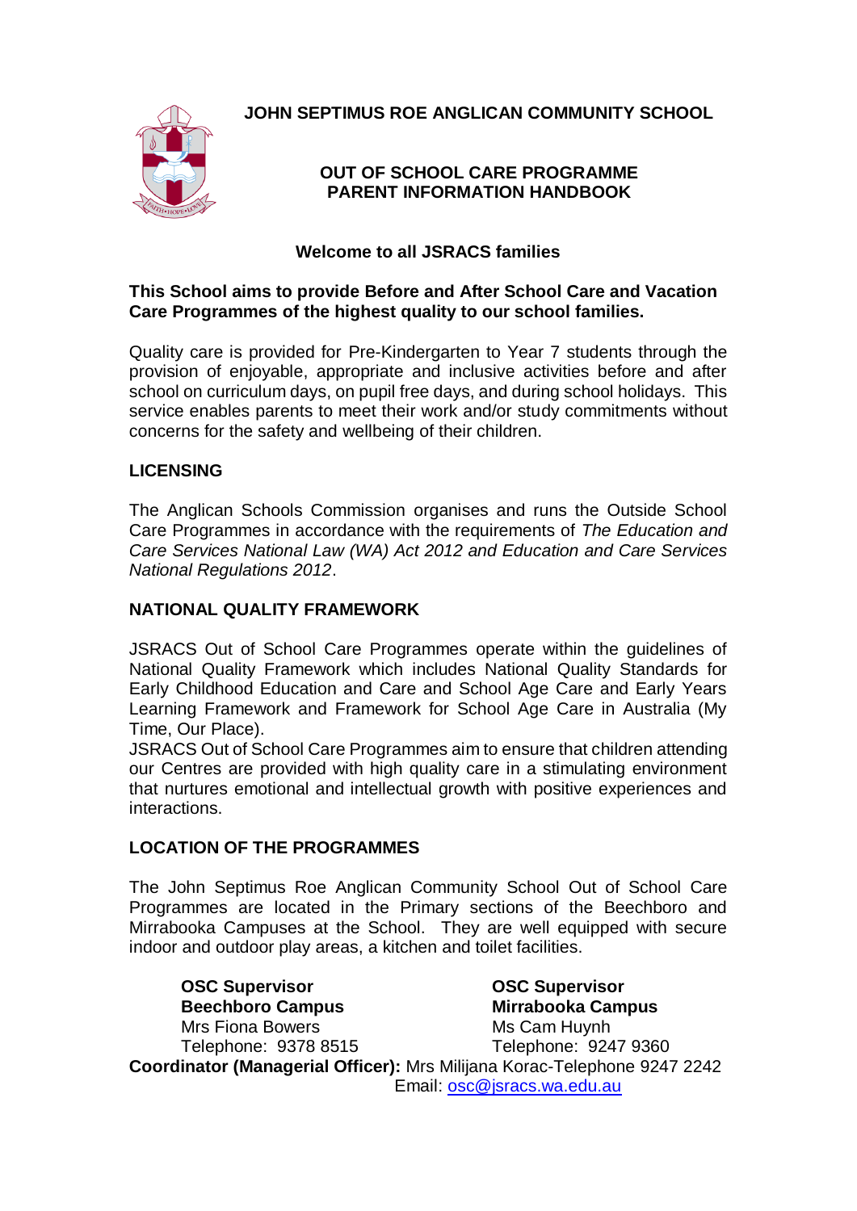# JOHN SEPTIMUS ROE ANGLICAN COMMUNITY SCHOOL

## OUT OF SCHOOL CARE PROGRAMME
## PARENT INFORMATION HANDBOOK

### Welcome to all JSRACS families

**This School aims to provide Before and After School Care and Vacation Care Programmes of the highest quality to our school families.**

Quality care is provided for Pre-Kindergarten to Year 7 students through the provision of enjoyable, appropriate and inclusive activities before and after school on curriculum days, on pupil free days, and during school holidays. This service enables parents to meet their work and/or study commitments without concerns for the safety and wellbeing of their children.

### LICENSING

The Anglican Schools Commission organises and runs the Outside School Care Programmes in accordance with the requirements of *The Education and Care Services National Law (WA) Act 2012 and Education and Care Services National Regulations 2012*.

### NATIONAL QUALITY FRAMEWORK

JSRACS Out of School Care Programmes operate within the guidelines of National Quality Framework which includes National Quality Standards for Early Childhood Education and Care and School Age Care and Early Years Learning Framework and Framework for School Age Care in Australia (My Time, Our Place).

JSRACS Out of School Care Programmes aim to ensure that children attending our Centres are provided with high quality care in a stimulating environment that nurtures emotional and intellectual growth with positive experiences and interactions.

### LOCATION OF THE PROGRAMMES

The John Septimus Roe Anglican Community School Out of School Care Programmes are located in the Primary sections of the Beechboro and Mirrabooka Campuses at the School. They are well equipped with secure indoor and outdoor play areas, a kitchen and toilet facilities.

**OSC Supervisor**
**Beechboro Campus**
Mrs Fiona Bowers
Telephone: 9378 8515

**OSC Supervisor**
**Mirrabooka Campus**
Ms Cam Huynh
Telephone: 9247 9360

**Coordinator (Managerial Officer):** Mrs Milijana Korac-Telephone 9247 2242
Email: osc@jsracs.wa.edu.au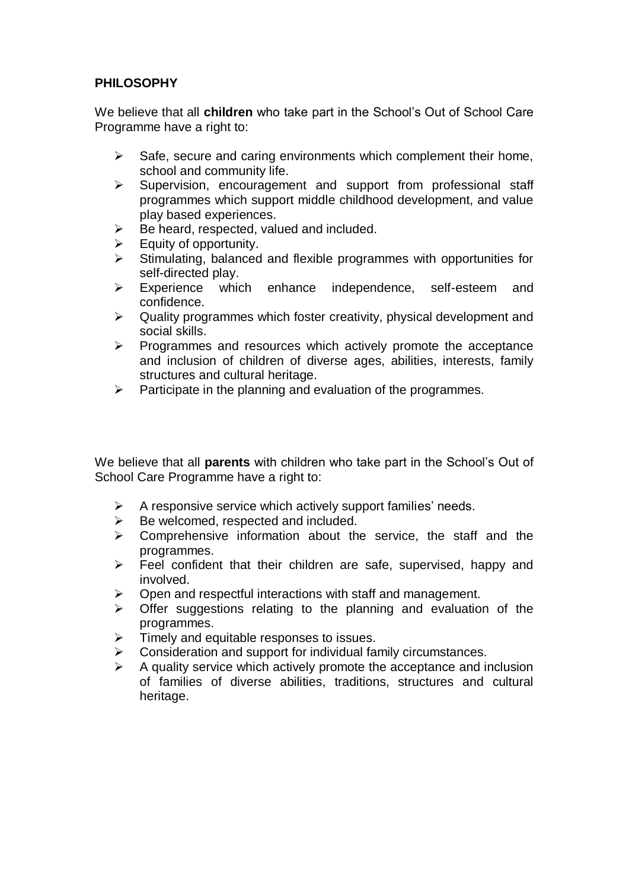## PHILOSOPHY

We believe that all **children** who take part in the School's Out of School Care Programme have a right to:

- Safe, secure and caring environments which complement their home, school and community life.
- Supervision, encouragement and support from professional staff programmes which support middle childhood development, and value play based experiences.
- Be heard, respected, valued and included.
- Equity of opportunity.
- Stimulating, balanced and flexible programmes with opportunities for self-directed play.
- Experience which enhance independence, self-esteem and confidence.
- Quality programmes which foster creativity, physical development and social skills.
- Programmes and resources which actively promote the acceptance and inclusion of children of diverse ages, abilities, interests, family structures and cultural heritage.
- Participate in the planning and evaluation of the programmes.

We believe that all **parents** with children who take part in the School's Out of School Care Programme have a right to:

- A responsive service which actively support families' needs.
- Be welcomed, respected and included.
- Comprehensive information about the service, the staff and the programmes.
- Feel confident that their children are safe, supervised, happy and involved.
- Open and respectful interactions with staff and management.
- Offer suggestions relating to the planning and evaluation of the programmes.
- Timely and equitable responses to issues.
- Consideration and support for individual family circumstances.
- A quality service which actively promote the acceptance and inclusion of families of diverse abilities, traditions, structures and cultural heritage.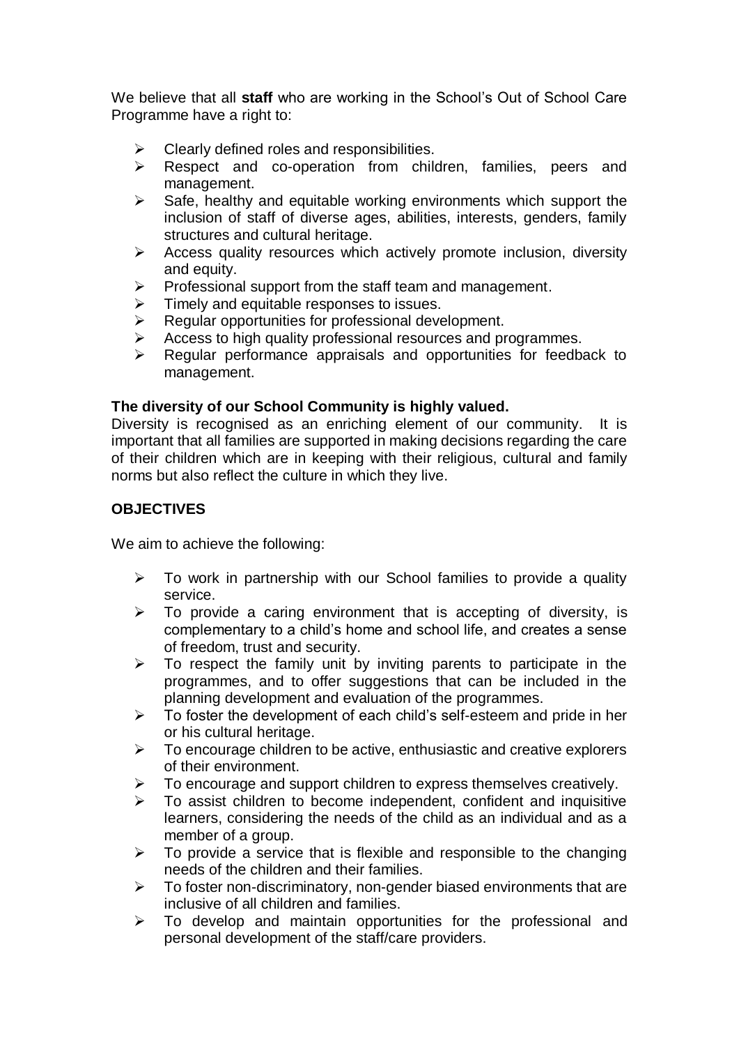We believe that all **staff** who are working in the School's Out of School Care Programme have a right to:

- Clearly defined roles and responsibilities.
- Respect and co-operation from children, families, peers and management.
- Safe, healthy and equitable working environments which support the inclusion of staff of diverse ages, abilities, interests, genders, family structures and cultural heritage.
- Access quality resources which actively promote inclusion, diversity and equity.
- Professional support from the staff team and management.
- Timely and equitable responses to issues.
- Regular opportunities for professional development.
- Access to high quality professional resources and programmes.
- Regular performance appraisals and opportunities for feedback to management.

**The diversity of our School Community is highly valued.**
Diversity is recognised as an enriching element of our community. It is important that all families are supported in making decisions regarding the care of their children which are in keeping with their religious, cultural and family norms but also reflect the culture in which they live.

## OBJECTIVES

We aim to achieve the following:

- To work in partnership with our School families to provide a quality service.
- To provide a caring environment that is accepting of diversity, is complementary to a child's home and school life, and creates a sense of freedom, trust and security.
- To respect the family unit by inviting parents to participate in the programmes, and to offer suggestions that can be included in the planning development and evaluation of the programmes.
- To foster the development of each child's self-esteem and pride in her or his cultural heritage.
- To encourage children to be active, enthusiastic and creative explorers of their environment.
- To encourage and support children to express themselves creatively.
- To assist children to become independent, confident and inquisitive learners, considering the needs of the child as an individual and as a member of a group.
- To provide a service that is flexible and responsible to the changing needs of the children and their families.
- To foster non-discriminatory, non-gender biased environments that are inclusive of all children and families.
- To develop and maintain opportunities for the professional and personal development of the staff/care providers.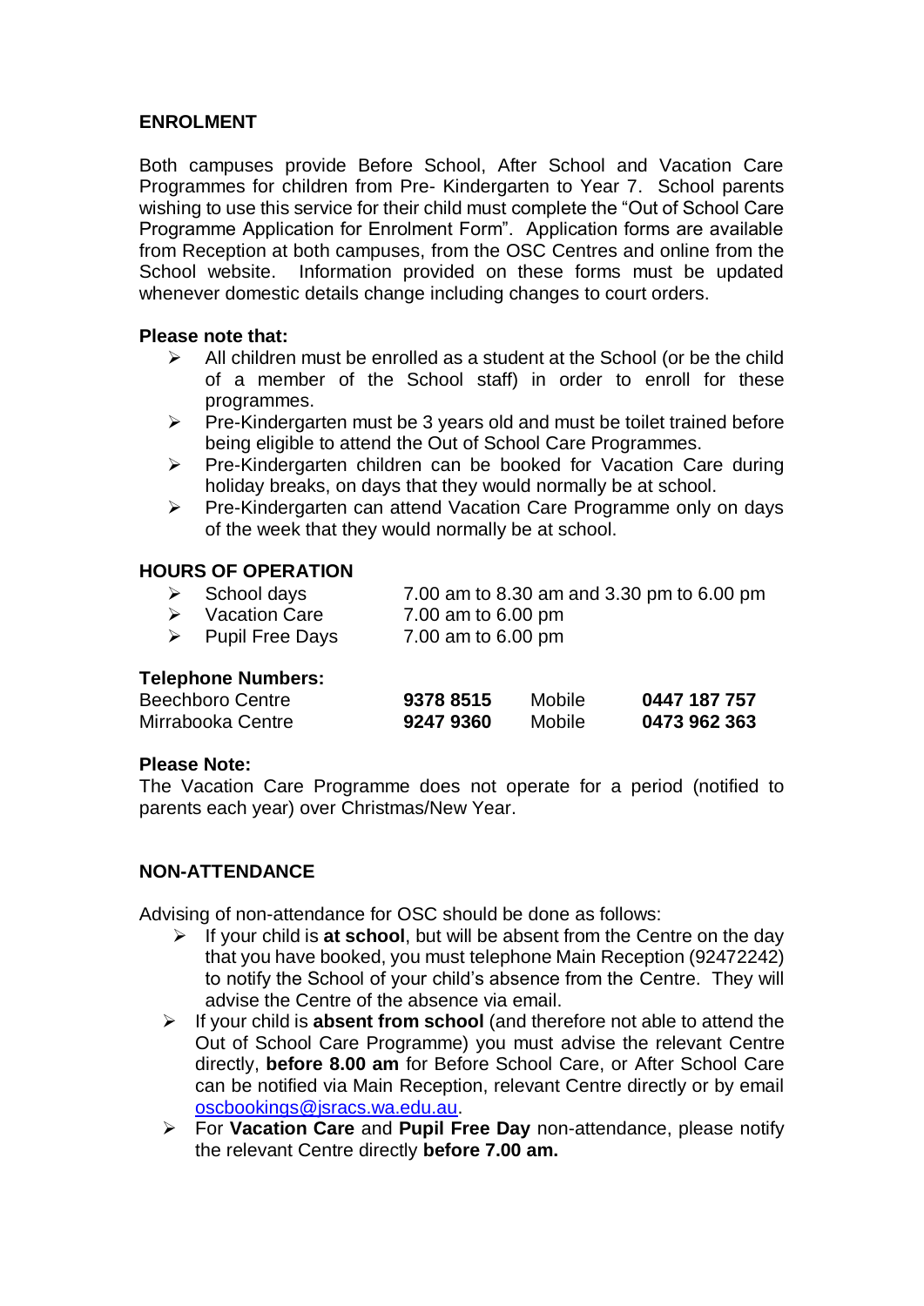## ENROLMENT

Both campuses provide Before School, After School and Vacation Care Programmes for children from Pre- Kindergarten to Year 7. School parents wishing to use this service for their child must complete the "Out of School Care Programme Application for Enrolment Form". Application forms are available from Reception at both campuses, from the OSC Centres and online from the School website. Information provided on these forms must be updated whenever domestic details change including changes to court orders.

**Please note that:**

- All children must be enrolled as a student at the School (or be the child of a member of the School staff) in order to enroll for these programmes.
- Pre-Kindergarten must be 3 years old and must be toilet trained before being eligible to attend the Out of School Care Programmes.
- Pre-Kindergarten children can be booked for Vacation Care during holiday breaks, on days that they would normally be at school.
- Pre-Kindergarten can attend Vacation Care Programme only on days of the week that they would normally be at school.

## HOURS OF OPERATION

- School days 7.00 am to 8.30 am and 3.30 pm to 6.00 pm
- Vacation Care 7.00 am to 6.00 pm
- Pupil Free Days 7.00 am to 6.00 pm

**Telephone Numbers:**

| | | | |
|---|---|---|---|
| Beechboro Centre | **9378 8515** | Mobile | **0447 187 757** |
| Mirrabooka Centre | **9247 9360** | Mobile | **0473 962 363** |

**Please Note:**
The Vacation Care Programme does not operate for a period (notified to parents each year) over Christmas/New Year.

## NON-ATTENDANCE

Advising of non-attendance for OSC should be done as follows:

- If your child is **at school**, but will be absent from the Centre on the day that you have booked, you must telephone Main Reception (92472242) to notify the School of your child's absence from the Centre. They will advise the Centre of the absence via email.
- If your child is **absent from school** (and therefore not able to attend the Out of School Care Programme) you must advise the relevant Centre directly, **before 8.00 am** for Before School Care, or After School Care can be notified via Main Reception, relevant Centre directly or by email oscbookings@jsracs.wa.edu.au.
- For **Vacation Care** and **Pupil Free Day** non-attendance, please notify the relevant Centre directly **before 7.00 am.**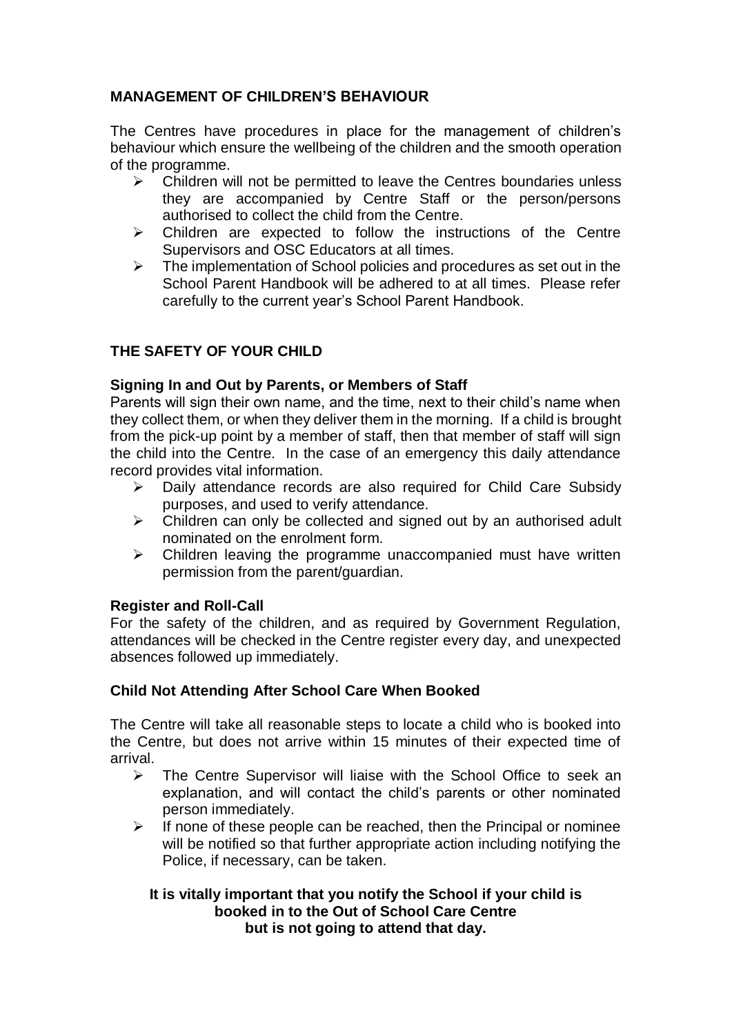## MANAGEMENT OF CHILDREN'S BEHAVIOUR

The Centres have procedures in place for the management of children's behaviour which ensure the wellbeing of the children and the smooth operation of the programme.

- Children will not be permitted to leave the Centres boundaries unless they are accompanied by Centre Staff or the person/persons authorised to collect the child from the Centre.
- Children are expected to follow the instructions of the Centre Supervisors and OSC Educators at all times.
- The implementation of School policies and procedures as set out in the School Parent Handbook will be adhered to at all times. Please refer carefully to the current year's School Parent Handbook.

## THE SAFETY OF YOUR CHILD

### Signing In and Out by Parents, or Members of Staff

Parents will sign their own name, and the time, next to their child's name when they collect them, or when they deliver them in the morning. If a child is brought from the pick-up point by a member of staff, then that member of staff will sign the child into the Centre. In the case of an emergency this daily attendance record provides vital information.

- Daily attendance records are also required for Child Care Subsidy purposes, and used to verify attendance.
- Children can only be collected and signed out by an authorised adult nominated on the enrolment form.
- Children leaving the programme unaccompanied must have written permission from the parent/guardian.

### Register and Roll-Call

For the safety of the children, and as required by Government Regulation, attendances will be checked in the Centre register every day, and unexpected absences followed up immediately.

### Child Not Attending After School Care When Booked

The Centre will take all reasonable steps to locate a child who is booked into the Centre, but does not arrive within 15 minutes of their expected time of arrival.

- The Centre Supervisor will liaise with the School Office to seek an explanation, and will contact the child's parents or other nominated person immediately.
- If none of these people can be reached, then the Principal or nominee will be notified so that further appropriate action including notifying the Police, if necessary, can be taken.

**It is vitally important that you notify the School if your child is booked in to the Out of School Care Centre but is not going to attend that day.**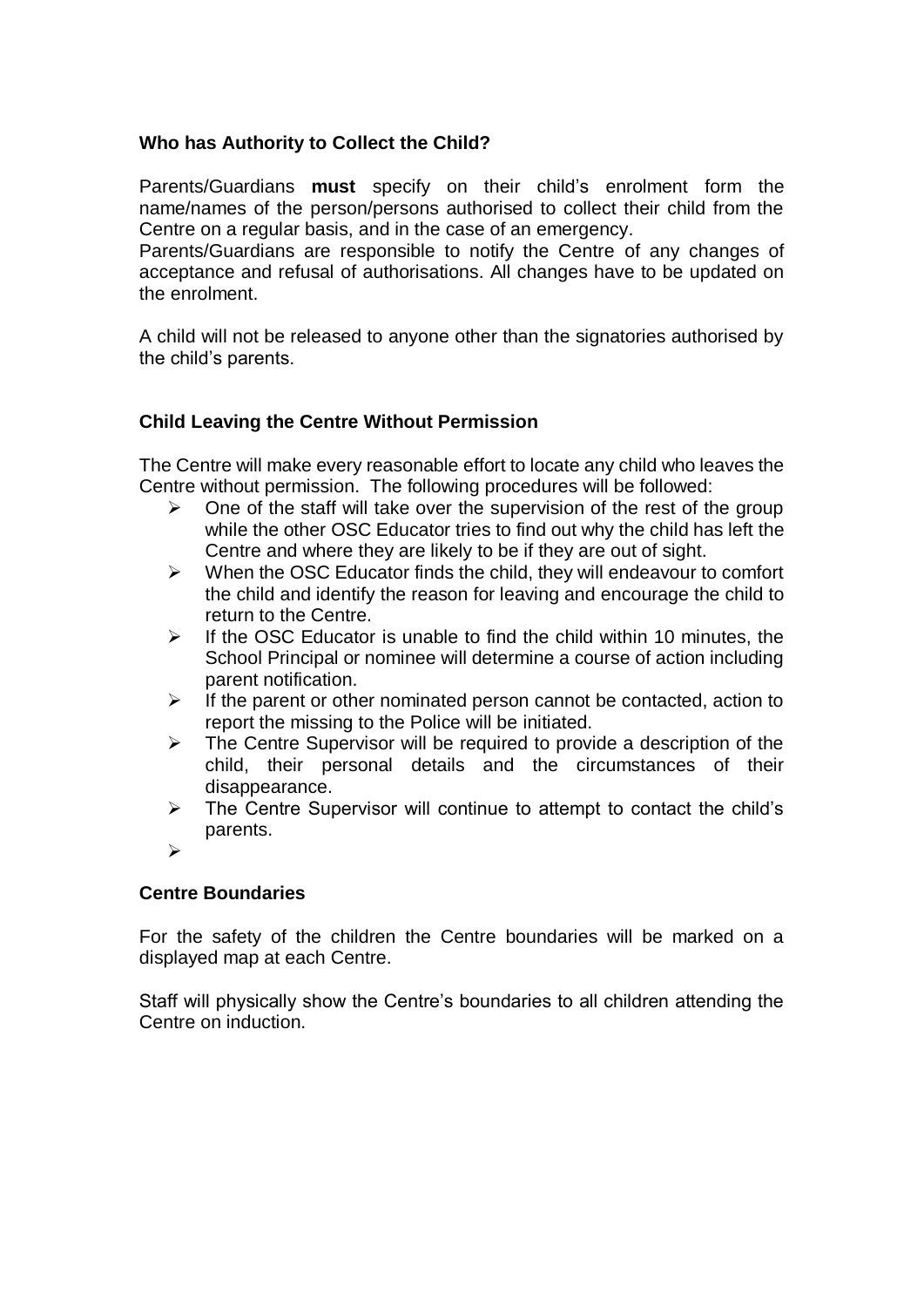### Who has Authority to Collect the Child?

Parents/Guardians **must** specify on their child's enrolment form the name/names of the person/persons authorised to collect their child from the Centre on a regular basis, and in the case of an emergency.

Parents/Guardians are responsible to notify the Centre of any changes of acceptance and refusal of authorisations. All changes have to be updated on the enrolment.

A child will not be released to anyone other than the signatories authorised by the child's parents.

### Child Leaving the Centre Without Permission

The Centre will make every reasonable effort to locate any child who leaves the Centre without permission. The following procedures will be followed:

- One of the staff will take over the supervision of the rest of the group while the other OSC Educator tries to find out why the child has left the Centre and where they are likely to be if they are out of sight.
- When the OSC Educator finds the child, they will endeavour to comfort the child and identify the reason for leaving and encourage the child to return to the Centre.
- If the OSC Educator is unable to find the child within 10 minutes, the School Principal or nominee will determine a course of action including parent notification.
- If the parent or other nominated person cannot be contacted, action to report the missing to the Police will be initiated.
- The Centre Supervisor will be required to provide a description of the child, their personal details and the circumstances of their disappearance.
- The Centre Supervisor will continue to attempt to contact the child's parents.

### Centre Boundaries

For the safety of the children the Centre boundaries will be marked on a displayed map at each Centre.

Staff will physically show the Centre's boundaries to all children attending the Centre on induction.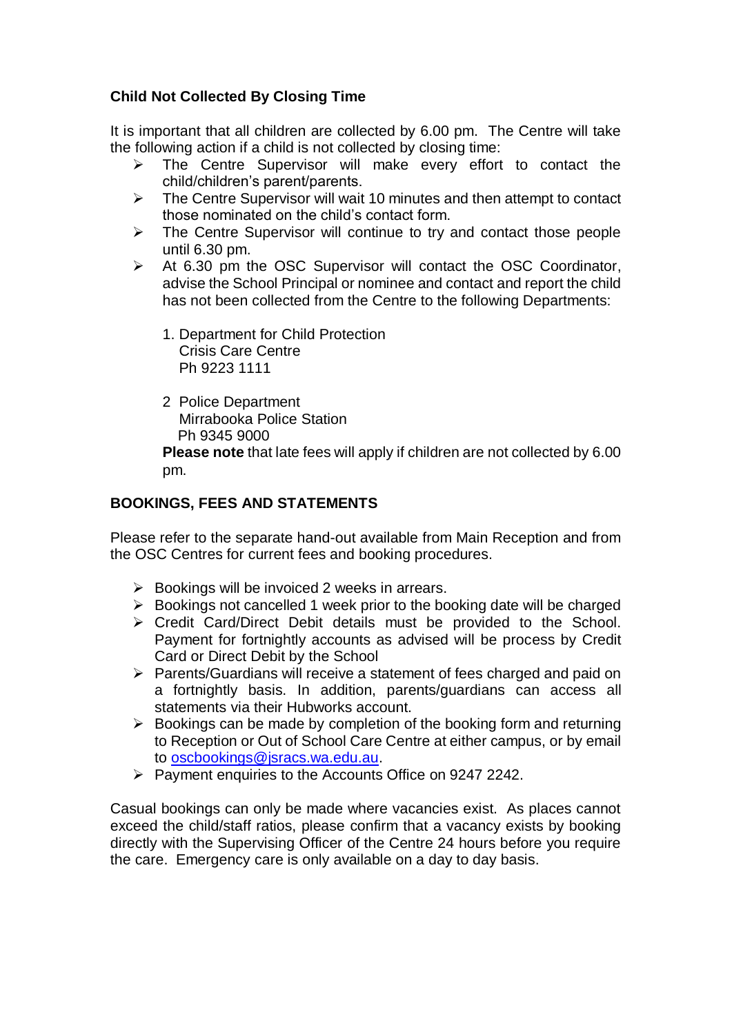### Child Not Collected By Closing Time

It is important that all children are collected by 6.00 pm. The Centre will take the following action if a child is not collected by closing time:

- The Centre Supervisor will make every effort to contact the child/children's parent/parents.
- The Centre Supervisor will wait 10 minutes and then attempt to contact those nominated on the child's contact form.
- The Centre Supervisor will continue to try and contact those people until 6.30 pm.
- At 6.30 pm the OSC Supervisor will contact the OSC Coordinator, advise the School Principal or nominee and contact and report the child has not been collected from the Centre to the following Departments:

  1. Department for Child Protection
     Crisis Care Centre
     Ph 9223 1111

  2 Police Department
     Mirrabooka Police Station
     Ph 9345 9000

  **Please note** that late fees will apply if children are not collected by 6.00 pm.

### BOOKINGS, FEES AND STATEMENTS

Please refer to the separate hand-out available from Main Reception and from the OSC Centres for current fees and booking procedures.

- Bookings will be invoiced 2 weeks in arrears.
- Bookings not cancelled 1 week prior to the booking date will be charged
- Credit Card/Direct Debit details must be provided to the School. Payment for fortnightly accounts as advised will be process by Credit Card or Direct Debit by the School
- Parents/Guardians will receive a statement of fees charged and paid on a fortnightly basis. In addition, parents/guardians can access all statements via their Hubworks account.
- Bookings can be made by completion of the booking form and returning to Reception or Out of School Care Centre at either campus, or by email to oscbookings@jsracs.wa.edu.au.
- Payment enquiries to the Accounts Office on 9247 2242.

Casual bookings can only be made where vacancies exist. As places cannot exceed the child/staff ratios, please confirm that a vacancy exists by booking directly with the Supervising Officer of the Centre 24 hours before you require the care. Emergency care is only available on a day to day basis.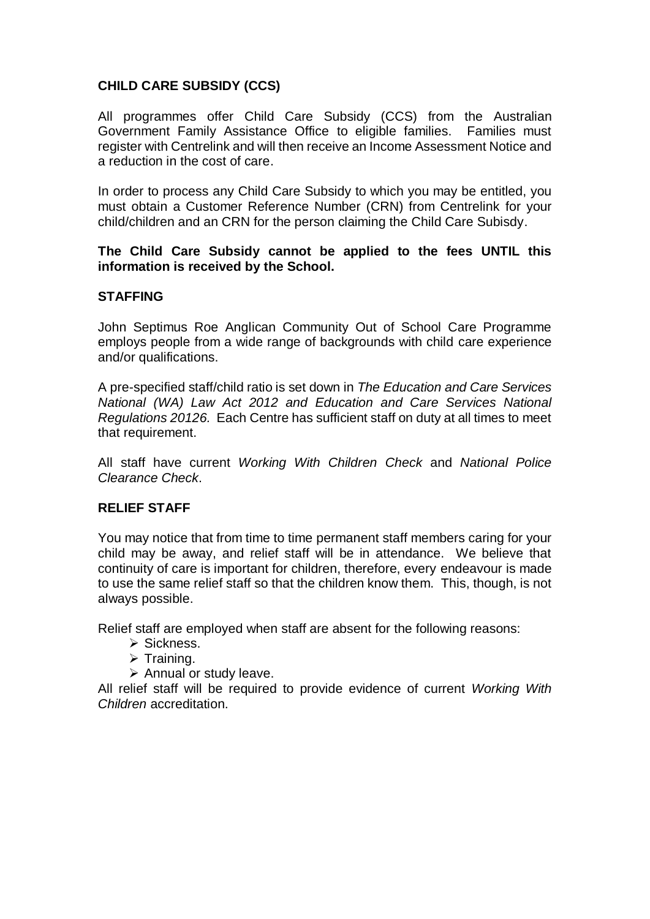## CHILD CARE SUBSIDY (CCS)

All programmes offer Child Care Subsidy (CCS) from the Australian Government Family Assistance Office to eligible families. Families must register with Centrelink and will then receive an Income Assessment Notice and a reduction in the cost of care.

In order to process any Child Care Subsidy to which you may be entitled, you must obtain a Customer Reference Number (CRN) from Centrelink for your child/children and an CRN for the person claiming the Child Care Subisdy.

**The Child Care Subsidy cannot be applied to the fees UNTIL this information is received by the School.**

## STAFFING

John Septimus Roe Anglican Community Out of School Care Programme employs people from a wide range of backgrounds with child care experience and/or qualifications.

A pre-specified staff/child ratio is set down in *The Education and Care Services National (WA) Law Act 2012 and Education and Care Services National Regulations 20126.* Each Centre has sufficient staff on duty at all times to meet that requirement.

All staff have current *Working With Children Check* and *National Police Clearance Check*.

## RELIEF STAFF

You may notice that from time to time permanent staff members caring for your child may be away, and relief staff will be in attendance. We believe that continuity of care is important for children, therefore, every endeavour is made to use the same relief staff so that the children know them. This, though, is not always possible.

Relief staff are employed when staff are absent for the following reasons:

- Sickness.
- Training.
- Annual or study leave.

All relief staff will be required to provide evidence of current *Working With Children* accreditation.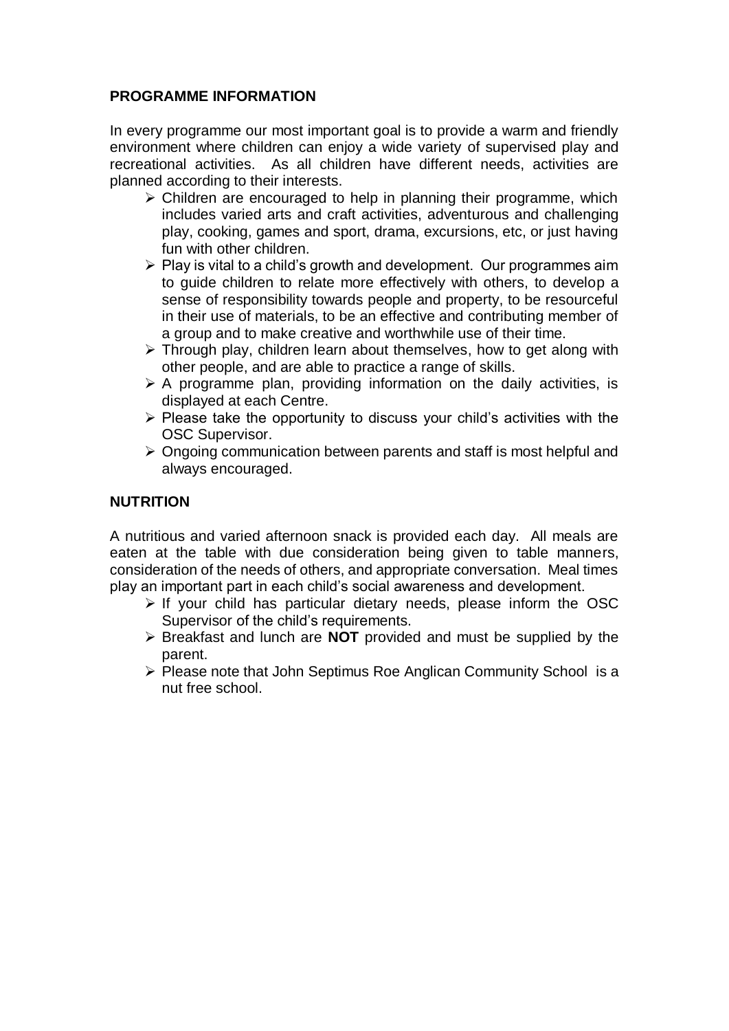## PROGRAMME INFORMATION

In every programme our most important goal is to provide a warm and friendly environment where children can enjoy a wide variety of supervised play and recreational activities. As all children have different needs, activities are planned according to their interests.

- Children are encouraged to help in planning their programme, which includes varied arts and craft activities, adventurous and challenging play, cooking, games and sport, drama, excursions, etc, or just having fun with other children.
- Play is vital to a child's growth and development. Our programmes aim to guide children to relate more effectively with others, to develop a sense of responsibility towards people and property, to be resourceful in their use of materials, to be an effective and contributing member of a group and to make creative and worthwhile use of their time.
- Through play, children learn about themselves, how to get along with other people, and are able to practice a range of skills.
- A programme plan, providing information on the daily activities, is displayed at each Centre.
- Please take the opportunity to discuss your child's activities with the OSC Supervisor.
- Ongoing communication between parents and staff is most helpful and always encouraged.

## NUTRITION

A nutritious and varied afternoon snack is provided each day. All meals are eaten at the table with due consideration being given to table manners, consideration of the needs of others, and appropriate conversation. Meal times play an important part in each child's social awareness and development.

- If your child has particular dietary needs, please inform the OSC Supervisor of the child's requirements.
- Breakfast and lunch are **NOT** provided and must be supplied by the parent.
- Please note that John Septimus Roe Anglican Community School is a nut free school.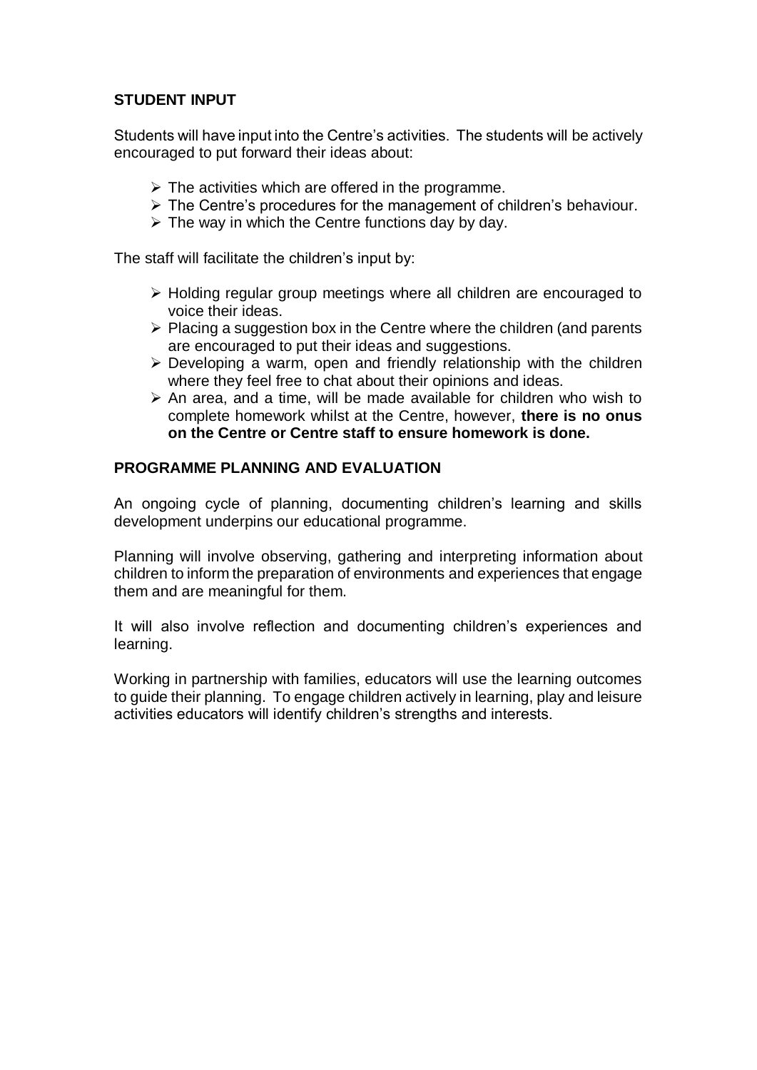## STUDENT INPUT

Students will have input into the Centre's activities. The students will be actively encouraged to put forward their ideas about:

- The activities which are offered in the programme.
- The Centre's procedures for the management of children's behaviour.
- The way in which the Centre functions day by day.

The staff will facilitate the children's input by:

- Holding regular group meetings where all children are encouraged to voice their ideas.
- Placing a suggestion box in the Centre where the children (and parents are encouraged to put their ideas and suggestions.
- Developing a warm, open and friendly relationship with the children where they feel free to chat about their opinions and ideas.
- An area, and a time, will be made available for children who wish to complete homework whilst at the Centre, however, **there is no onus on the Centre or Centre staff to ensure homework is done.**

## PROGRAMME PLANNING AND EVALUATION

An ongoing cycle of planning, documenting children's learning and skills development underpins our educational programme.

Planning will involve observing, gathering and interpreting information about children to inform the preparation of environments and experiences that engage them and are meaningful for them.

It will also involve reflection and documenting children's experiences and learning.

Working in partnership with families, educators will use the learning outcomes to guide their planning. To engage children actively in learning, play and leisure activities educators will identify children's strengths and interests.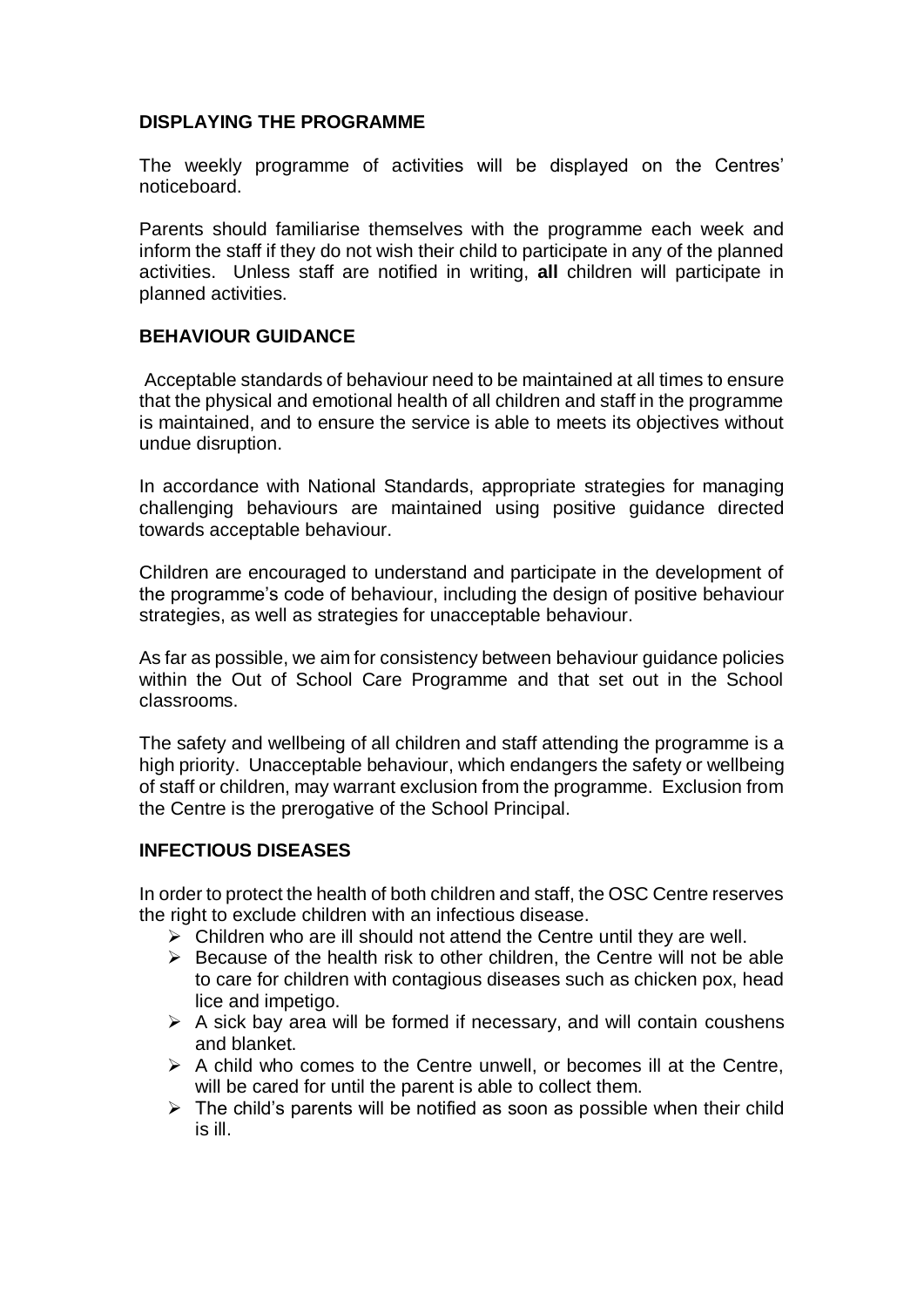## DISPLAYING THE PROGRAMME

The weekly programme of activities will be displayed on the Centres' noticeboard.

Parents should familiarise themselves with the programme each week and inform the staff if they do not wish their child to participate in any of the planned activities. Unless staff are notified in writing, **all** children will participate in planned activities.

## BEHAVIOUR GUIDANCE

Acceptable standards of behaviour need to be maintained at all times to ensure that the physical and emotional health of all children and staff in the programme is maintained, and to ensure the service is able to meets its objectives without undue disruption.

In accordance with National Standards, appropriate strategies for managing challenging behaviours are maintained using positive guidance directed towards acceptable behaviour.

Children are encouraged to understand and participate in the development of the programme's code of behaviour, including the design of positive behaviour strategies, as well as strategies for unacceptable behaviour.

As far as possible, we aim for consistency between behaviour guidance policies within the Out of School Care Programme and that set out in the School classrooms.

The safety and wellbeing of all children and staff attending the programme is a high priority. Unacceptable behaviour, which endangers the safety or wellbeing of staff or children, may warrant exclusion from the programme. Exclusion from the Centre is the prerogative of the School Principal.

## INFECTIOUS DISEASES

In order to protect the health of both children and staff, the OSC Centre reserves the right to exclude children with an infectious disease.

- Children who are ill should not attend the Centre until they are well.
- Because of the health risk to other children, the Centre will not be able to care for children with contagious diseases such as chicken pox, head lice and impetigo.
- A sick bay area will be formed if necessary, and will contain coushens and blanket.
- A child who comes to the Centre unwell, or becomes ill at the Centre, will be cared for until the parent is able to collect them.
- The child's parents will be notified as soon as possible when their child is ill.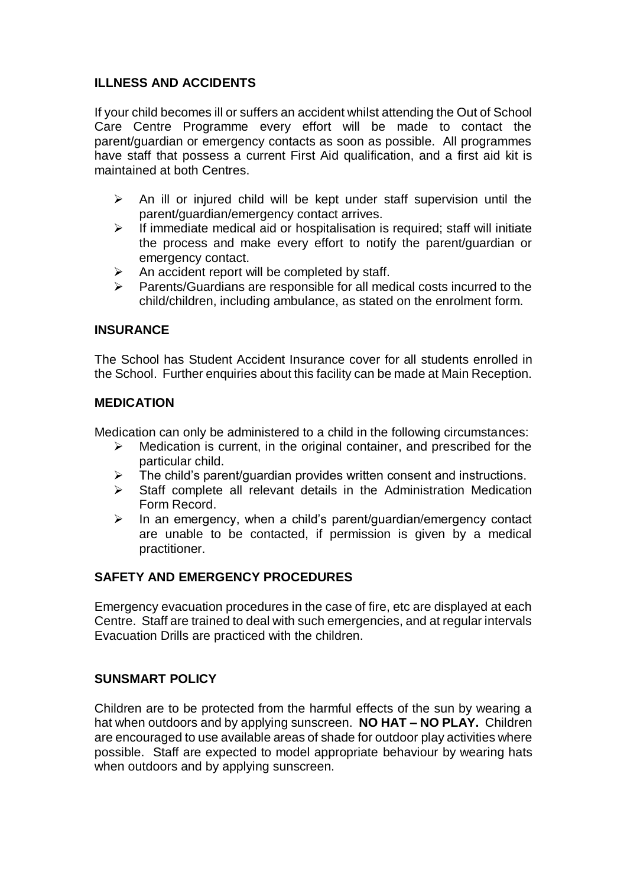## ILLNESS AND ACCIDENTS

If your child becomes ill or suffers an accident whilst attending the Out of School Care Centre Programme every effort will be made to contact the parent/guardian or emergency contacts as soon as possible. All programmes have staff that possess a current First Aid qualification, and a first aid kit is maintained at both Centres.

- An ill or injured child will be kept under staff supervision until the parent/guardian/emergency contact arrives.
- If immediate medical aid or hospitalisation is required; staff will initiate the process and make every effort to notify the parent/guardian or emergency contact.
- An accident report will be completed by staff.
- Parents/Guardians are responsible for all medical costs incurred to the child/children, including ambulance, as stated on the enrolment form.

## INSURANCE

The School has Student Accident Insurance cover for all students enrolled in the School. Further enquiries about this facility can be made at Main Reception.

## MEDICATION

Medication can only be administered to a child in the following circumstances:

- Medication is current, in the original container, and prescribed for the particular child.
- The child's parent/guardian provides written consent and instructions.
- Staff complete all relevant details in the Administration Medication Form Record.
- In an emergency, when a child's parent/guardian/emergency contact are unable to be contacted, if permission is given by a medical practitioner.

## SAFETY AND EMERGENCY PROCEDURES

Emergency evacuation procedures in the case of fire, etc are displayed at each Centre. Staff are trained to deal with such emergencies, and at regular intervals Evacuation Drills are practiced with the children.

## SUNSMART POLICY

Children are to be protected from the harmful effects of the sun by wearing a hat when outdoors and by applying sunscreen. **NO HAT – NO PLAY.** Children are encouraged to use available areas of shade for outdoor play activities where possible. Staff are expected to model appropriate behaviour by wearing hats when outdoors and by applying sunscreen.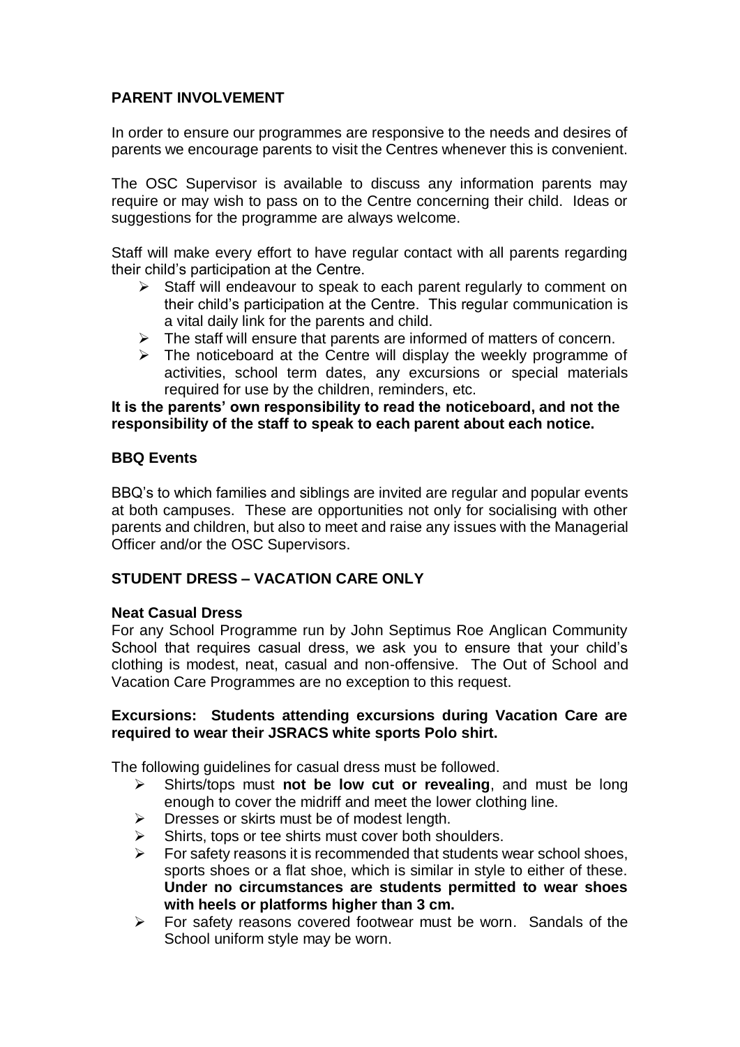## PARENT INVOLVEMENT

In order to ensure our programmes are responsive to the needs and desires of parents we encourage parents to visit the Centres whenever this is convenient.

The OSC Supervisor is available to discuss any information parents may require or may wish to pass on to the Centre concerning their child. Ideas or suggestions for the programme are always welcome.

Staff will make every effort to have regular contact with all parents regarding their child's participation at the Centre.

- Staff will endeavour to speak to each parent regularly to comment on their child's participation at the Centre. This regular communication is a vital daily link for the parents and child.
- The staff will ensure that parents are informed of matters of concern.
- The noticeboard at the Centre will display the weekly programme of activities, school term dates, any excursions or special materials required for use by the children, reminders, etc.

**It is the parents' own responsibility to read the noticeboard, and not the responsibility of the staff to speak to each parent about each notice.**

### BBQ Events

BBQ's to which families and siblings are invited are regular and popular events at both campuses. These are opportunities not only for socialising with other parents and children, but also to meet and raise any issues with the Managerial Officer and/or the OSC Supervisors.

## STUDENT DRESS – VACATION CARE ONLY

### Neat Casual Dress

For any School Programme run by John Septimus Roe Anglican Community School that requires casual dress, we ask you to ensure that your child's clothing is modest, neat, casual and non-offensive. The Out of School and Vacation Care Programmes are no exception to this request.

**Excursions: Students attending excursions during Vacation Care are required to wear their JSRACS white sports Polo shirt.**

The following guidelines for casual dress must be followed.

- Shirts/tops must **not be low cut or revealing**, and must be long enough to cover the midriff and meet the lower clothing line.
- Dresses or skirts must be of modest length.
- Shirts, tops or tee shirts must cover both shoulders.
- For safety reasons it is recommended that students wear school shoes, sports shoes or a flat shoe, which is similar in style to either of these. **Under no circumstances are students permitted to wear shoes with heels or platforms higher than 3 cm.**
- For safety reasons covered footwear must be worn. Sandals of the School uniform style may be worn.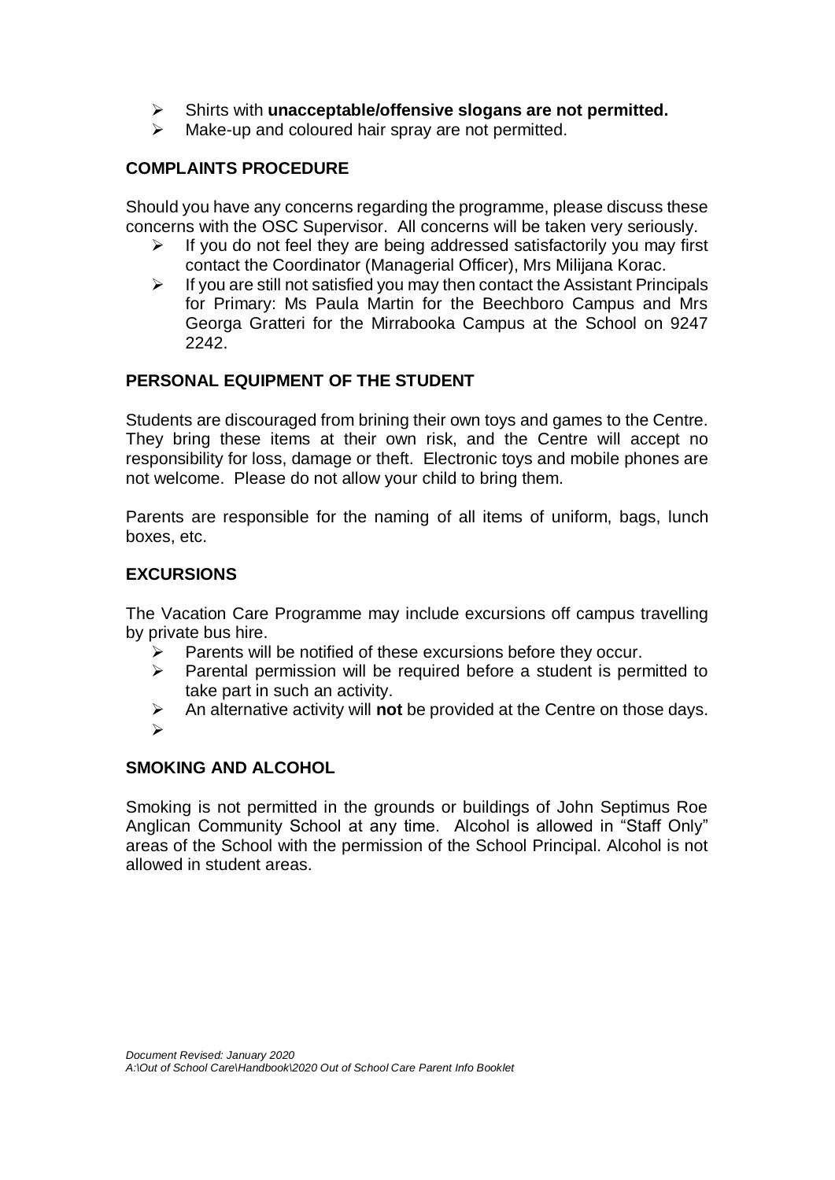- Shirts with **unacceptable/offensive slogans are not permitted.**
- Make-up and coloured hair spray are not permitted.

## COMPLAINTS PROCEDURE

Should you have any concerns regarding the programme, please discuss these concerns with the OSC Supervisor. All concerns will be taken very seriously.

- If you do not feel they are being addressed satisfactorily you may first contact the Coordinator (Managerial Officer), Mrs Milijana Korac.
- If you are still not satisfied you may then contact the Assistant Principals for Primary: Ms Paula Martin for the Beechboro Campus and Mrs Georga Gratteri for the Mirrabooka Campus at the School on 9247 2242.

## PERSONAL EQUIPMENT OF THE STUDENT

Students are discouraged from brining their own toys and games to the Centre. They bring these items at their own risk, and the Centre will accept no responsibility for loss, damage or theft. Electronic toys and mobile phones are not welcome. Please do not allow your child to bring them.

Parents are responsible for the naming of all items of uniform, bags, lunch boxes, etc.

## EXCURSIONS

The Vacation Care Programme may include excursions off campus travelling by private bus hire.

- Parents will be notified of these excursions before they occur.
- Parental permission will be required before a student is permitted to take part in such an activity.
- An alternative activity will **not** be provided at the Centre on those days.
-

## SMOKING AND ALCOHOL

Smoking is not permitted in the grounds or buildings of John Septimus Roe Anglican Community School at any time. Alcohol is allowed in "Staff Only" areas of the School with the permission of the School Principal. Alcohol is not allowed in student areas.

*Document Revised: January 2020*
*A:\Out of School Care\Handbook\2020 Out of School Care Parent Info Booklet*